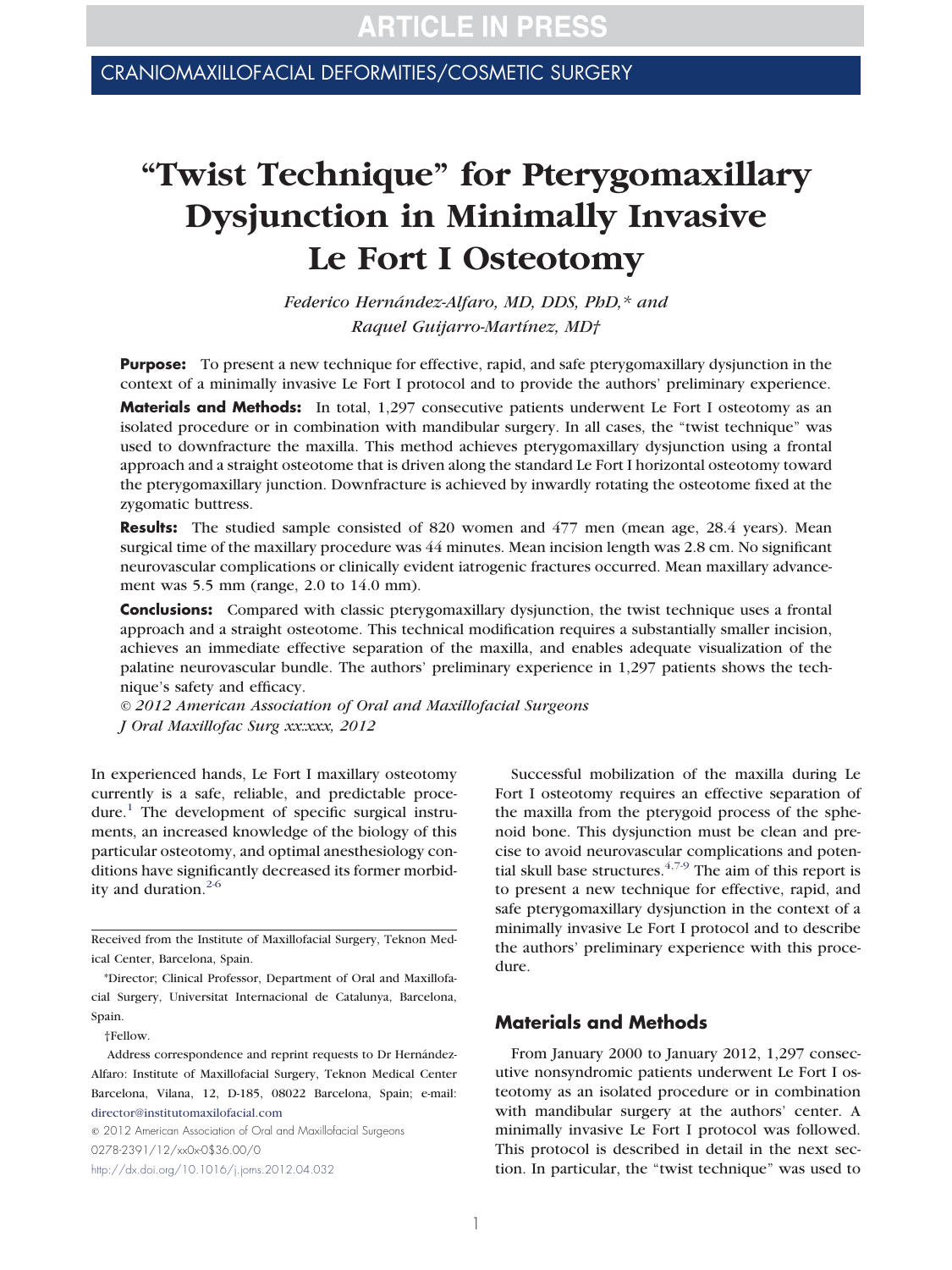CRANIOMAXILLOFACIAL DEFORMITIES/COSMETIC SURGERY

# "Twist Technique" for Pterygomaxillary Dysjunction in Minimally Invasive Le Fort I Osteotomy

*Federico Hernández-Alfaro, MD, DDS, PhD,\* and Raquel Guijarro-Martínez, MD†*

**Purpose:** To present a new technique for effective, rapid, and safe pterygomaxillary dysjunction in the context of a minimally invasive Le Fort I protocol and to provide the authors' preliminary experience.

**Materials and Methods:** In total, 1,297 consecutive patients underwent Le Fort I osteotomy as an isolated procedure or in combination with mandibular surgery. In all cases, the "twist technique" was used to downfracture the maxilla. This method achieves pterygomaxillary dysjunction using a frontal approach and a straight osteotome that is driven along the standard Le Fort I horizontal osteotomy toward the pterygomaxillary junction. Downfracture is achieved by inwardly rotating the osteotome fixed at the zygomatic buttress.

**Results:** The studied sample consisted of 820 women and 477 men (mean age, 28.4 years). Mean surgical time of the maxillary procedure was 44 minutes. Mean incision length was 2.8 cm. No significant neurovascular complications or clinically evident iatrogenic fractures occurred. Mean maxillary advancement was 5.5 mm (range, 2.0 to 14.0 mm).

**Conclusions:** Compared with classic pterygomaxillary dysjunction, the twist technique uses a frontal approach and a straight osteotome. This technical modification requires a substantially smaller incision, achieves an immediate effective separation of the maxilla, and enables adequate visualization of the palatine neurovascular bundle. The authors' preliminary experience in 1,297 patients shows the technique's safety and efficacy.

*© 2012 American Association of Oral and Maxillofacial Surgeons*
*J Oral Maxillofac Surg xx:xxx, 2012*

In experienced hands, Le Fort I maxillary osteotomy currently is a safe, reliable, and predictable procedure.[1] The development of specific surgical instruments, an increased knowledge of the biology of this particular osteotomy, and optimal anesthesiology conditions have significantly decreased its former morbidity and duration.[2-6]

Successful mobilization of the maxilla during Le Fort I osteotomy requires an effective separation of the maxilla from the pterygoid process of the sphenoid bone. This dysjunction must be clean and precise to avoid neurovascular complications and potential skull base structures.[4,7-9] The aim of this report is to present a new technique for effective, rapid, and safe pterygomaxillary dysjunction in the context of a minimally invasive Le Fort I protocol and to describe the authors' preliminary experience with this procedure.

## Materials and Methods

From January 2000 to January 2012, 1,297 consecutive nonsyndromic patients underwent Le Fort I osteotomy as an isolated procedure or in combination with mandibular surgery at the authors' center. A minimally invasive Le Fort I protocol was followed. This protocol is described in detail in the next section. In particular, the "twist technique" was used to

---

Received from the Institute of Maxillofacial Surgery, Teknon Medical Center, Barcelona, Spain.

\*Director; Clinical Professor, Department of Oral and Maxillofacial Surgery, Universitat Internacional de Catalunya, Barcelona, Spain.

†Fellow.

Address correspondence and reprint requests to Dr Hernández-Alfaro: Institute of Maxillofacial Surgery, Teknon Medical Center Barcelona, Vilana, 12, D-185, 08022 Barcelona, Spain; e-mail: director@institutomaxilofacial.com

© 2012 American Association of Oral and Maxillofacial Surgeons
0278-2391/12/xx0x-0$36.00/0
http://dx.doi.org/10.1016/j.joms.2012.04.032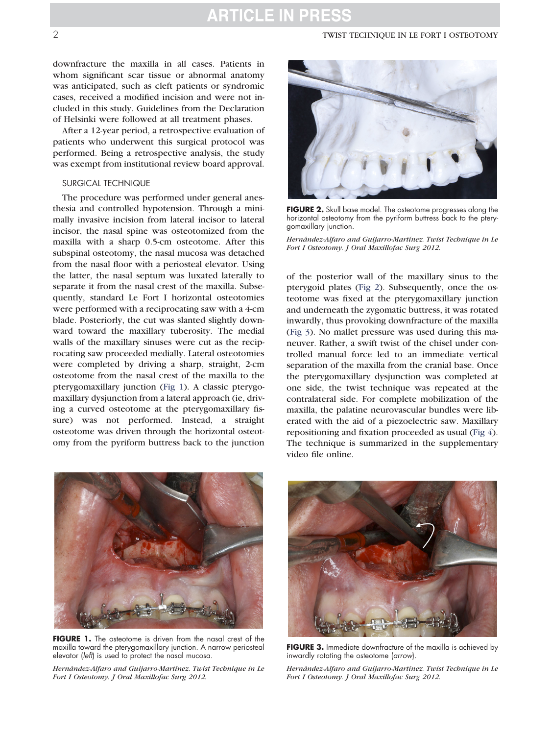downfracture the maxilla in all cases. Patients in whom significant scar tissue or abnormal anatomy was anticipated, such as cleft patients or syndromic cases, received a modified incision and were not included in this study. Guidelines from the Declaration of Helsinki were followed at all treatment phases.

After a 12-year period, a retrospective evaluation of patients who underwent this surgical protocol was performed. Being a retrospective analysis, the study was exempt from institutional review board approval.

### SURGICAL TECHNIQUE

The procedure was performed under general anesthesia and controlled hypotension. Through a minimally invasive incision from lateral incisor to lateral incisor, the nasal spine was osteotomized from the maxilla with a sharp 0.5-cm osteotome. After this subspinal osteotomy, the nasal mucosa was detached from the nasal floor with a periosteal elevator. Using the latter, the nasal septum was luxated laterally to separate it from the nasal crest of the maxilla. Subsequently, standard Le Fort I horizontal osteotomies were performed with a reciprocating saw with a 4-cm blade. Posteriorly, the cut was slanted slightly downward toward the maxillary tuberosity. The medial walls of the maxillary sinuses were cut as the reciprocating saw proceeded medially. Lateral osteotomies were completed by driving a sharp, straight, 2-cm osteotome from the nasal crest of the maxilla to the pterygomaxillary junction (Fig 1). A classic pterygomaxillary dysjunction from a lateral approach (ie, driving a curved osteotome at the pterygomaxillary fissure) was not performed. Instead, a straight osteotome was driven through the horizontal osteotomy from the pyriform buttress back to the junction of the posterior wall of the maxillary sinus to the pterygoid plates (Fig 2). Subsequently, once the osteotome was fixed at the pterygomaxillary junction and underneath the zygomatic buttress, it was rotated inwardly, thus provoking downfracture of the maxilla (Fig 3). No mallet pressure was used during this maneuver. Rather, a swift twist of the chisel under controlled manual force led to an immediate vertical separation of the maxilla from the cranial base. Once the pterygomaxillary dysjunction was completed at one side, the twist technique was repeated at the contralateral side. For complete mobilization of the maxilla, the palatine neurovascular bundles were liberated with the aid of a piezoelectric saw. Maxillary repositioning and fixation proceeded as usual (Fig 4). The technique is summarized in the supplementary video file online.

**FIGURE 1.** The osteotome is driven from the nasal crest of the maxilla toward the pterygomaxillary junction. A narrow periosteal elevator (*left*) is used to protect the nasal mucosa.

*Hernández-Alfaro and Guijarro-Martínez. Twist Technique in Le Fort I Osteotomy. J Oral Maxillofac Surg 2012.*

**FIGURE 2.** Skull base model. The osteotome progresses along the horizontal osteotomy from the pyriform buttress back to the pterygomaxillary junction.

*Hernández-Alfaro and Guijarro-Martínez. Twist Technique in Le Fort I Osteotomy. J Oral Maxillofac Surg 2012.*

**FIGURE 3.** Immediate downfracture of the maxilla is achieved by inwardly rotating the osteotome (*arrow*).

*Hernández-Alfaro and Guijarro-Martínez. Twist Technique in Le Fort I Osteotomy. J Oral Maxillofac Surg 2012.*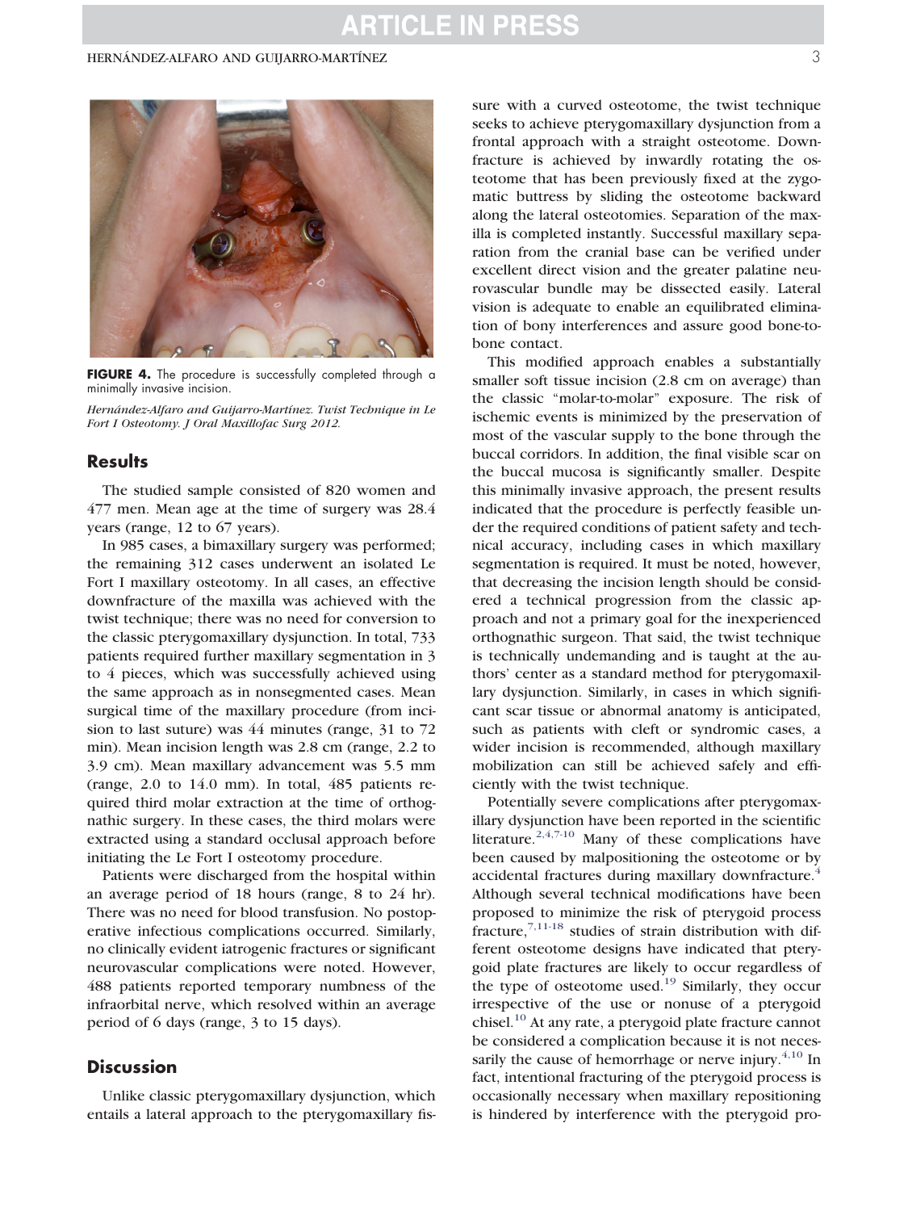**FIGURE 4.** The procedure is successfully completed through a minimally invasive incision.

*Hernández-Alfaro and Guijarro-Martínez. Twist Technique in Le Fort I Osteotomy. J Oral Maxillofac Surg 2012.*

## Results

The studied sample consisted of 820 women and 477 men. Mean age at the time of surgery was 28.4 years (range, 12 to 67 years).

In 985 cases, a bimaxillary surgery was performed; the remaining 312 cases underwent an isolated Le Fort I maxillary osteotomy. In all cases, an effective downfracture of the maxilla was achieved with the twist technique; there was no need for conversion to the classic pterygomaxillary dysjunction. In total, 733 patients required further maxillary segmentation in 3 to 4 pieces, which was successfully achieved using the same approach as in nonsegmented cases. Mean surgical time of the maxillary procedure (from incision to last suture) was 44 minutes (range, 31 to 72 min). Mean incision length was 2.8 cm (range, 2.2 to 3.9 cm). Mean maxillary advancement was 5.5 mm (range, 2.0 to 14.0 mm). In total, 485 patients required third molar extraction at the time of orthognathic surgery. In these cases, the third molars were extracted using a standard occlusal approach before initiating the Le Fort I osteotomy procedure.

Patients were discharged from the hospital within an average period of 18 hours (range, 8 to 24 hr). There was no need for blood transfusion. No postoperative infectious complications occurred. Similarly, no clinically evident iatrogenic fractures or significant neurovascular complications were noted. However, 488 patients reported temporary numbness of the infraorbital nerve, which resolved within an average period of 6 days (range, 3 to 15 days).

## Discussion

Unlike classic pterygomaxillary dysjunction, which entails a lateral approach to the pterygomaxillary fissure with a curved osteotome, the twist technique seeks to achieve pterygomaxillary dysjunction from a frontal approach with a straight osteotome. Downfracture is achieved by inwardly rotating the osteotome that has been previously fixed at the zygomatic buttress by sliding the osteotome backward along the lateral osteotomies. Separation of the maxilla is completed instantly. Successful maxillary separation from the cranial base can be verified under excellent direct vision and the greater palatine neurovascular bundle may be dissected easily. Lateral vision is adequate to enable an equilibrated elimination of bony interferences and assure good bone-to-bone contact.

This modified approach enables a substantially smaller soft tissue incision (2.8 cm on average) than the classic "molar-to-molar" exposure. The risk of ischemic events is minimized by the preservation of most of the vascular supply to the bone through the buccal corridors. In addition, the final visible scar on the buccal mucosa is significantly smaller. Despite this minimally invasive approach, the present results indicated that the procedure is perfectly feasible under the required conditions of patient safety and technical accuracy, including cases in which maxillary segmentation is required. It must be noted, however, that decreasing the incision length should be considered a technical progression from the classic approach and not a primary goal for the inexperienced orthognathic surgeon. That said, the twist technique is technically undemanding and is taught at the authors' center as a standard method for pterygomaxillary dysjunction. Similarly, in cases in which significant scar tissue or abnormal anatomy is anticipated, such as patients with cleft or syndromic cases, a wider incision is recommended, although maxillary mobilization can still be achieved safely and efficiently with the twist technique.

Potentially severe complications after pterygomaxillary dysjunction have been reported in the scientific literature.[2,4,7-10] Many of these complications have been caused by malpositioning the osteotome or by accidental fractures during maxillary downfracture.[4] Although several technical modifications have been proposed to minimize the risk of pterygoid process fracture,[7,11-18] studies of strain distribution with different osteotome designs have indicated that pterygoid plate fractures are likely to occur regardless of the type of osteotome used.[19] Similarly, they occur irrespective of the use or nonuse of a pterygoid chisel.[10] At any rate, a pterygoid plate fracture cannot be considered a complication because it is not necessarily the cause of hemorrhage or nerve injury.[4,10] In fact, intentional fracturing of the pterygoid process is occasionally necessary when maxillary repositioning is hindered by interference with the pterygoid pro-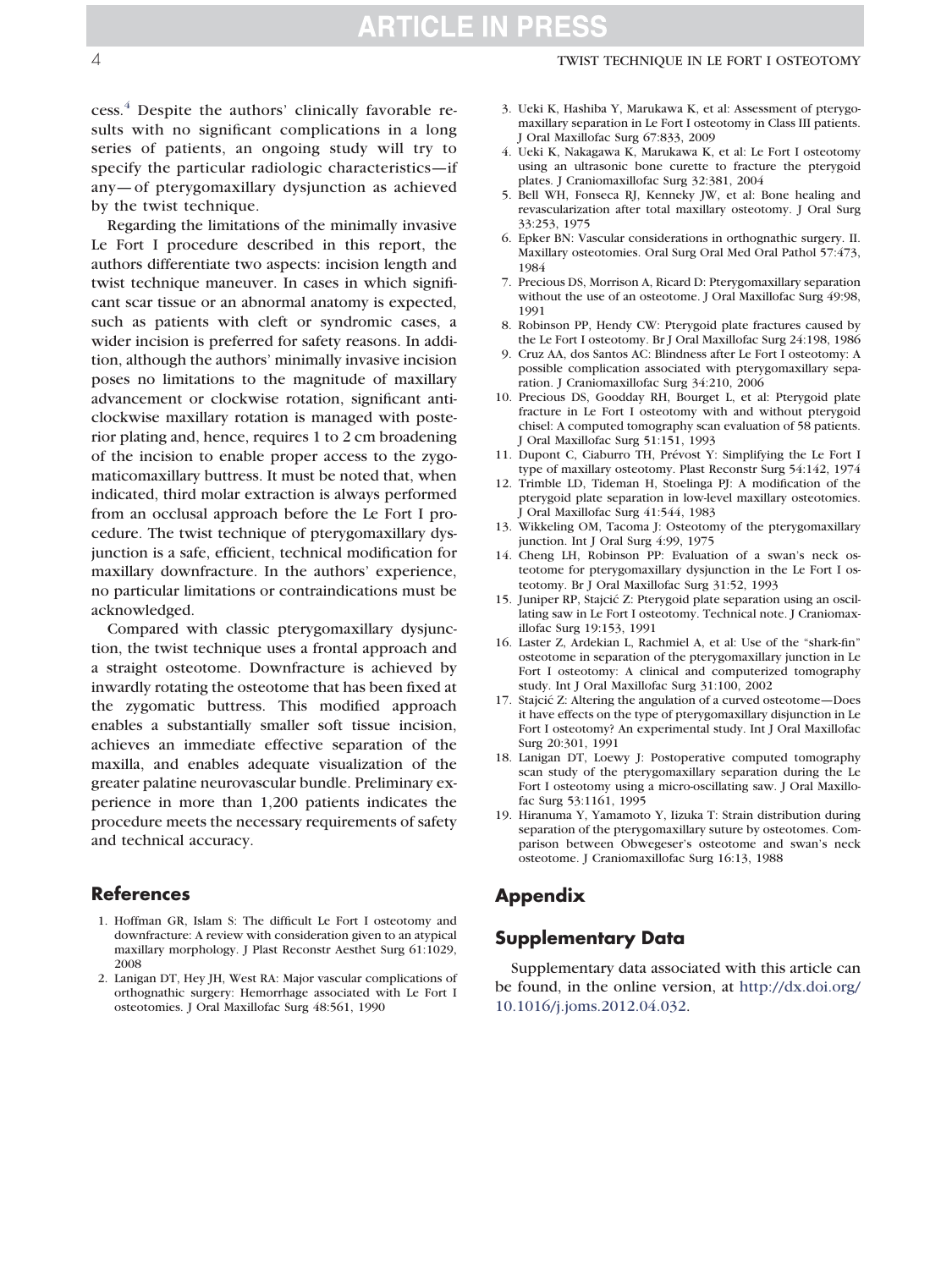cess.[4] Despite the authors' clinically favorable results with no significant complications in a long series of patients, an ongoing study will try to specify the particular radiologic characteristics—if any—of pterygomaxillary dysjunction as achieved by the twist technique.

Regarding the limitations of the minimally invasive Le Fort I procedure described in this report, the authors differentiate two aspects: incision length and twist technique maneuver. In cases in which significant scar tissue or an abnormal anatomy is expected, such as patients with cleft or syndromic cases, a wider incision is preferred for safety reasons. In addition, although the authors' minimally invasive incision poses no limitations to the magnitude of maxillary advancement or clockwise rotation, significant anticlockwise maxillary rotation is managed with posterior plating and, hence, requires 1 to 2 cm broadening of the incision to enable proper access to the zygomaticomaxillary buttress. It must be noted that, when indicated, third molar extraction is always performed from an occlusal approach before the Le Fort I procedure. The twist technique of pterygomaxillary dysjunction is a safe, efficient, technical modification for maxillary downfracture. In the authors' experience, no particular limitations or contraindications must be acknowledged.

Compared with classic pterygomaxillary dysjunction, the twist technique uses a frontal approach and a straight osteotome. Downfracture is achieved by inwardly rotating the osteotome that has been fixed at the zygomatic buttress. This modified approach enables a substantially smaller soft tissue incision, achieves an immediate effective separation of the maxilla, and enables adequate visualization of the greater palatine neurovascular bundle. Preliminary experience in more than 1,200 patients indicates the procedure meets the necessary requirements of safety and technical accuracy.

## References

1. Hoffman GR, Islam S: The difficult Le Fort I osteotomy and downfracture: A review with consideration given to an atypical maxillary morphology. J Plast Reconstr Aesthet Surg 61:1029, 2008
2. Lanigan DT, Hey JH, West RA: Major vascular complications of orthognathic surgery: Hemorrhage associated with Le Fort I osteotomies. J Oral Maxillofac Surg 48:561, 1990
3. Ueki K, Hashiba Y, Marukawa K, et al: Assessment of pterygomaxillary separation in Le Fort I osteotomy in Class III patients. J Oral Maxillofac Surg 67:833, 2009
4. Ueki K, Nakagawa K, Marukawa K, et al: Le Fort I osteotomy using an ultrasonic bone curette to fracture the pterygoid plates. J Craniomaxillofac Surg 32:381, 2004
5. Bell WH, Fonseca RJ, Kenneky JW, et al: Bone healing and revascularization after total maxillary osteotomy. J Oral Surg 33:253, 1975
6. Epker BN: Vascular considerations in orthognathic surgery. II. Maxillary osteotomies. Oral Surg Oral Med Oral Pathol 57:473, 1984
7. Precious DS, Morrison A, Ricard D: Pterygomaxillary separation without the use of an osteotome. J Oral Maxillofac Surg 49:98, 1991
8. Robinson PP, Hendy CW: Pterygoid plate fractures caused by the Le Fort I osteotomy. Br J Oral Maxillofac Surg 24:198, 1986
9. Cruz AA, dos Santos AC: Blindness after Le Fort I osteotomy: A possible complication associated with pterygomaxillary separation. J Craniomaxillofac Surg 34:210, 2006
10. Precious DS, Goodday RH, Bourget L, et al: Pterygoid plate fracture in Le Fort I osteotomy with and without pterygoid chisel: A computed tomography scan evaluation of 58 patients. J Oral Maxillofac Surg 51:151, 1993
11. Dupont C, Ciaburro TH, Prévost Y: Simplifying the Le Fort I type of maxillary osteotomy. Plast Reconstr Surg 54:142, 1974
12. Trimble LD, Tideman H, Stoelinga PJ: A modification of the pterygoid plate separation in low-level maxillary osteotomies. J Oral Maxillofac Surg 41:544, 1983
13. Wikkeling OM, Tacoma J: Osteotomy of the pterygomaxillary junction. Int J Oral Surg 4:99, 1975
14. Cheng LH, Robinson PP: Evaluation of a swan's neck osteotome for pterygomaxillary dysjunction in the Le Fort I osteotomy. Br J Oral Maxillofac Surg 31:52, 1993
15. Juniper RP, Stajcić Z: Pterygoid plate separation using an oscillating saw in Le Fort I osteotomy. Technical note. J Craniomaxillofac Surg 19:153, 1991
16. Laster Z, Ardekian L, Rachmiel A, et al: Use of the "shark-fin" osteotome in separation of the pterygomaxillary junction in Le Fort I osteotomy: A clinical and computerized tomography study. Int J Oral Maxillofac Surg 31:100, 2002
17. Stajcić Z: Altering the angulation of a curved osteotome—Does it have effects on the type of pterygomaxillary disjunction in Le Fort I osteotomy? An experimental study. Int J Oral Maxillofac Surg 20:301, 1991
18. Lanigan DT, Loewy J: Postoperative computed tomography scan study of the pterygomaxillary separation during the Le Fort I osteotomy using a micro-oscillating saw. J Oral Maxillofac Surg 53:1161, 1995
19. Hiranuma Y, Yamamoto Y, Iizuka T: Strain distribution during separation of the pterygomaxillary suture by osteotomes. Comparison between Obwegeser's osteotome and swan's neck osteotome. J Craniomaxillofac Surg 16:13, 1988

## Appendix

## Supplementary Data

Supplementary data associated with this article can be found, in the online version, at http://dx.doi.org/10.1016/j.joms.2012.04.032.